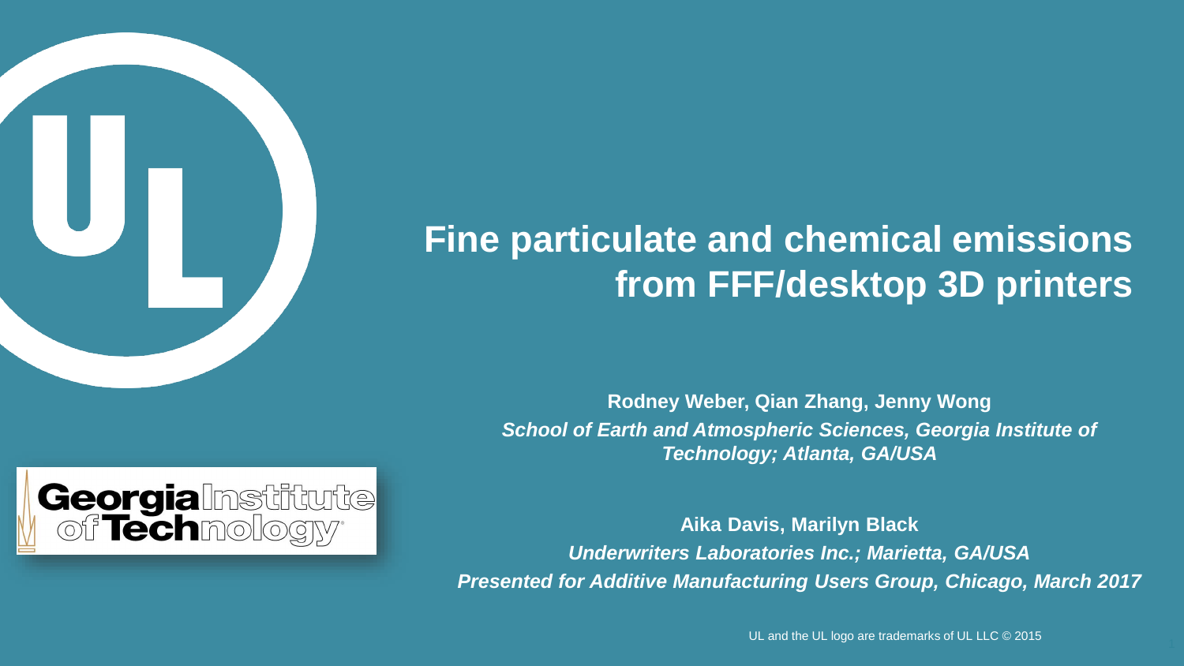# Fine particulate and chemical emissions from FFF/desktop 3D printers

**Rodney Weber, Qian Zhang, Jenny Wong**

***School of Earth and Atmospheric Sciences, Georgia Institute of Technology; Atlanta, GA/USA***

**Aika Davis, Marilyn Black**

***Underwriters Laboratories Inc.; Marietta, GA/USA***

***Presented for Additive Manufacturing Users Group, Chicago, March 2017***

UL and the UL logo are trademarks of UL LLC © 2015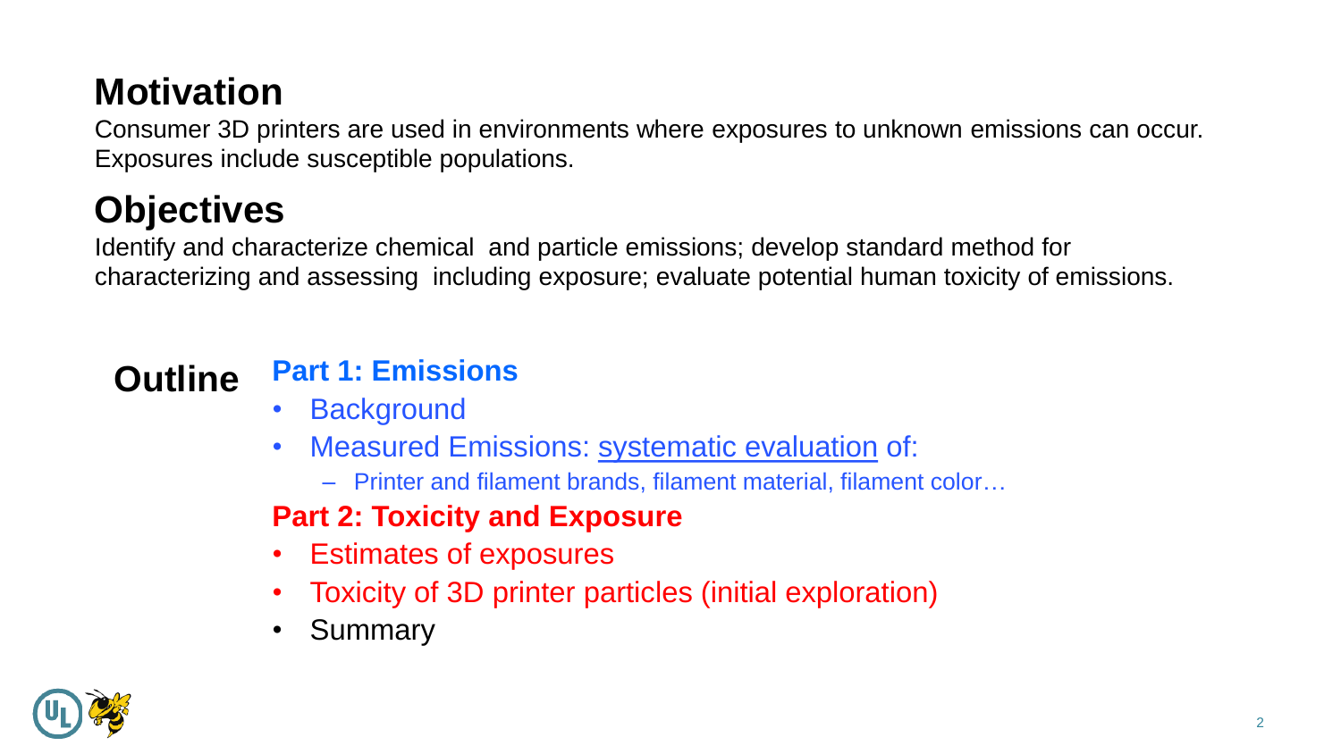## Motivation

Consumer 3D printers are used in environments where exposures to unknown emissions can occur. Exposures include susceptible populations.

## Objectives

Identify and characterize chemical and particle emissions; develop standard method for characterizing and assessing including exposure; evaluate potential human toxicity of emissions.

## Outline

**Part 1: Emissions**

- Background
- Measured Emissions: systematic evaluation of:
  - Printer and filament brands, filament material, filament color…

**Part 2: Toxicity and Exposure**

- Estimates of exposures
- Toxicity of 3D printer particles (initial exploration)
- Summary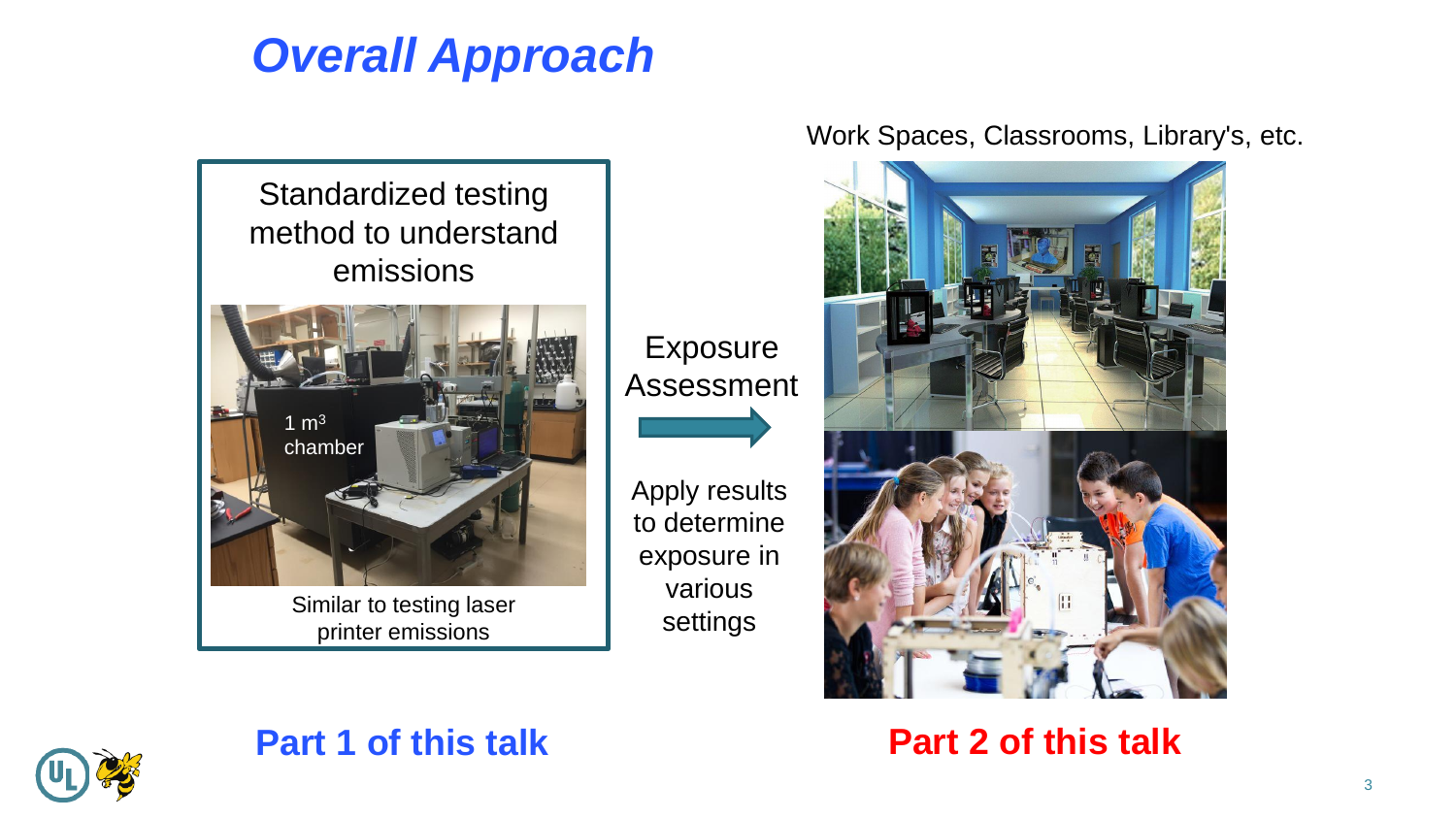# *Overall Approach*

Standardized testing method to understand emissions

1 $m^3$ chamber

Similar to testing laser printer emissions

Exposure Assessment

Apply results to determine exposure in various settings

Work Spaces, Classrooms, Library's, etc.

**Part 1 of this talk**

**Part 2 of this talk**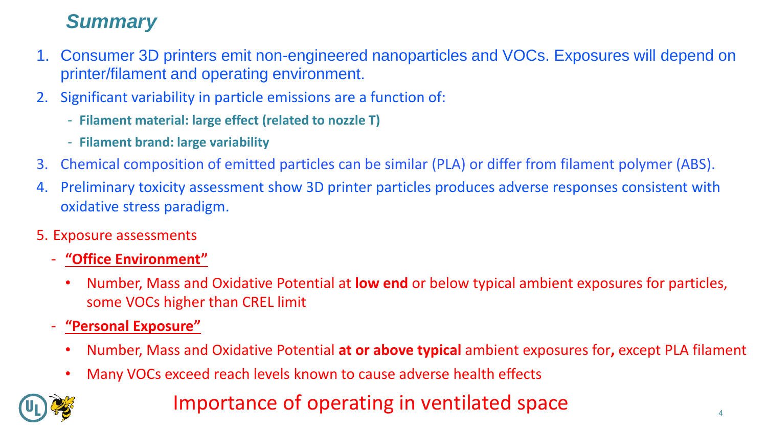## *Summary*

1. Consumer 3D printers emit non-engineered nanoparticles and VOCs. Exposures will depend on printer/filament and operating environment.
2. Significant variability in particle emissions are a function of:
   - **Filament material: large effect (related to nozzle T)**
   - **Filament brand: large variability**
3. Chemical composition of emitted particles can be similar (PLA) or differ from filament polymer (ABS).
4. Preliminary toxicity assessment show 3D printer particles produces adverse responses consistent with oxidative stress paradigm.
5. Exposure assessments
   - **"Office Environment"**
     - Number, Mass and Oxidative Potential at **low end** or below typical ambient exposures for particles, some VOCs higher than CREL limit
   - **"Personal Exposure"**
     - Number, Mass and Oxidative Potential **at or above typical** ambient exposures for**,** except PLA filament
     - Many VOCs exceed reach levels known to cause adverse health effects

Importance of operating in ventilated space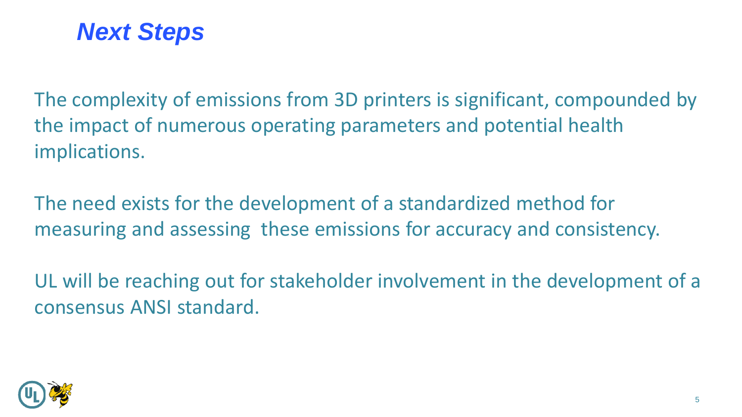## *Next Steps*

The complexity of emissions from 3D printers is significant, compounded by the impact of numerous operating parameters and potential health implications.

The need exists for the development of a standardized method for measuring and assessing these emissions for accuracy and consistency.

UL will be reaching out for stakeholder involvement in the development of a consensus ANSI standard.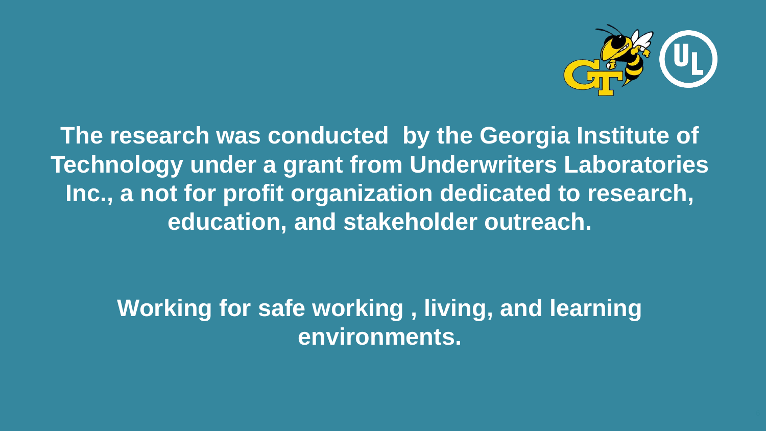**The research was conducted  by the Georgia Institute of Technology under a grant from Underwriters Laboratories Inc., a not for profit organization dedicated to research, education, and stakeholder outreach.**

**Working for safe working , living, and learning environments.**